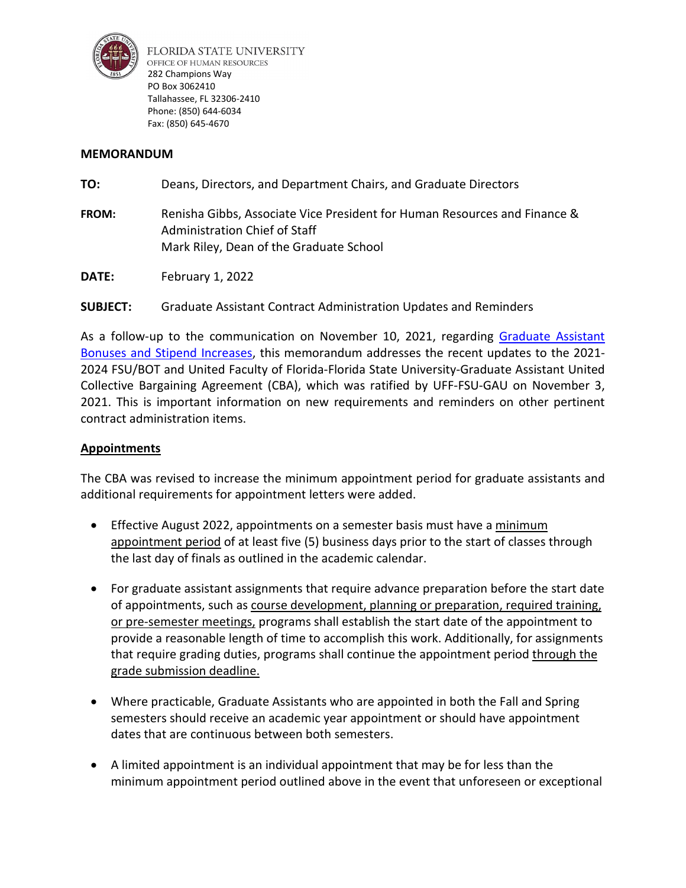FLORIDA STATE UNIVERSITY
OFFICE OF HUMAN RESOURCES
282 Champions Way
PO Box 3062410
Tallahassee, FL 32306-2410
Phone: (850) 644-6034
Fax: (850) 645-4670

**MEMORANDUM**

**TO:** Deans, Directors, and Department Chairs, and Graduate Directors

**FROM:** Renisha Gibbs, Associate Vice President for Human Resources and Finance & Administration Chief of Staff
Mark Riley, Dean of the Graduate School

**DATE:** February 1, 2022

**SUBJECT:** Graduate Assistant Contract Administration Updates and Reminders

As a follow-up to the communication on November 10, 2021, regarding Graduate Assistant Bonuses and Stipend Increases, this memorandum addresses the recent updates to the 2021-2024 FSU/BOT and United Faculty of Florida-Florida State University-Graduate Assistant United Collective Bargaining Agreement (CBA), which was ratified by UFF-FSU-GAU on November 3, 2021. This is important information on new requirements and reminders on other pertinent contract administration items.

## Appointments

The CBA was revised to increase the minimum appointment period for graduate assistants and additional requirements for appointment letters were added.

- Effective August 2022, appointments on a semester basis must have a minimum appointment period of at least five (5) business days prior to the start of classes through the last day of finals as outlined in the academic calendar.
- For graduate assistant assignments that require advance preparation before the start date of appointments, such as course development, planning or preparation, required training, or pre-semester meetings, programs shall establish the start date of the appointment to provide a reasonable length of time to accomplish this work. Additionally, for assignments that require grading duties, programs shall continue the appointment period through the grade submission deadline.
- Where practicable, Graduate Assistants who are appointed in both the Fall and Spring semesters should receive an academic year appointment or should have appointment dates that are continuous between both semesters.
- A limited appointment is an individual appointment that may be for less than the minimum appointment period outlined above in the event that unforeseen or exceptional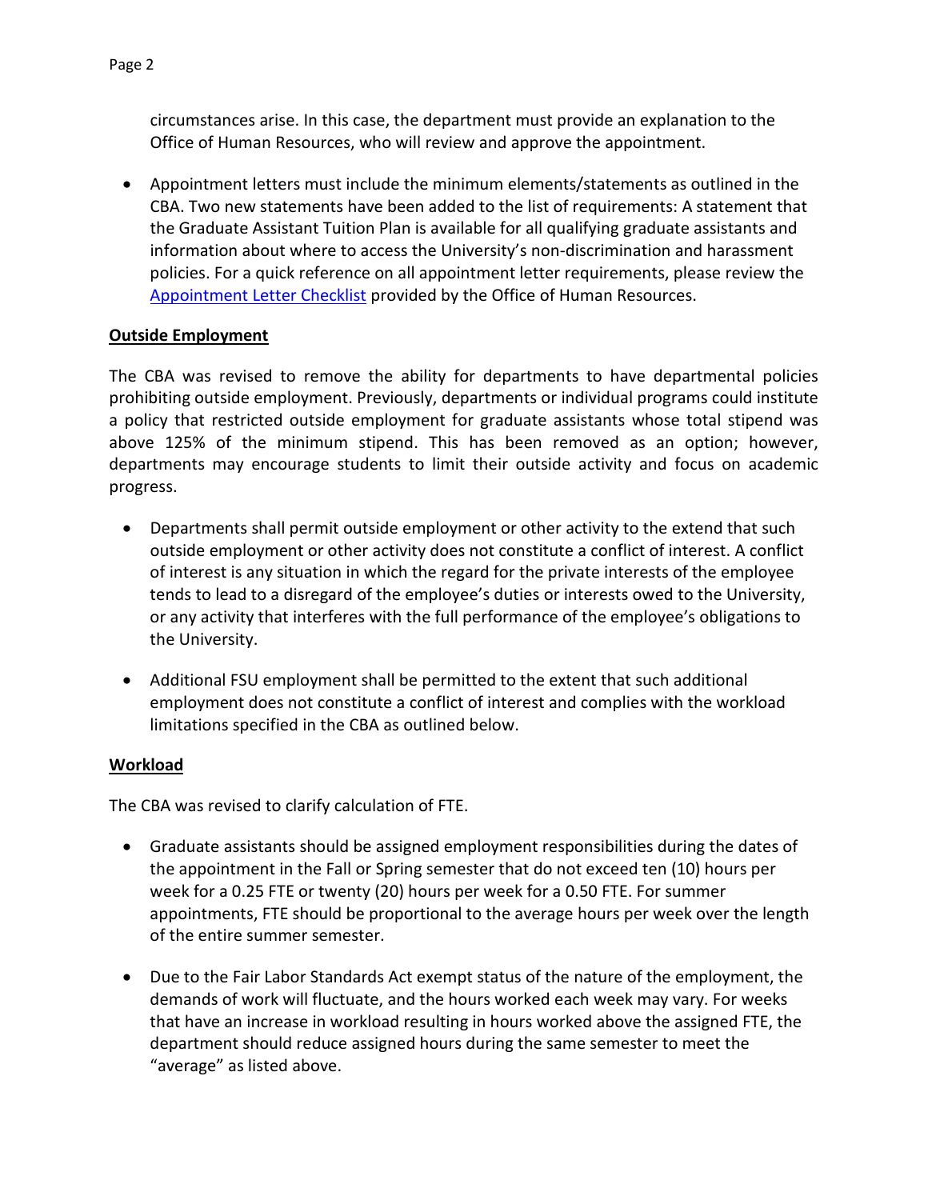circumstances arise. In this case, the department must provide an explanation to the Office of Human Resources, who will review and approve the appointment.

- Appointment letters must include the minimum elements/statements as outlined in the CBA. Two new statements have been added to the list of requirements: A statement that the Graduate Assistant Tuition Plan is available for all qualifying graduate assistants and information about where to access the University's non-discrimination and harassment policies. For a quick reference on all appointment letter requirements, please review the [Appointment Letter Checklist]() provided by the Office of Human Resources.

**Outside Employment**

The CBA was revised to remove the ability for departments to have departmental policies prohibiting outside employment. Previously, departments or individual programs could institute a policy that restricted outside employment for graduate assistants whose total stipend was above 125% of the minimum stipend. This has been removed as an option; however, departments may encourage students to limit their outside activity and focus on academic progress.

- Departments shall permit outside employment or other activity to the extend that such outside employment or other activity does not constitute a conflict of interest. A conflict of interest is any situation in which the regard for the private interests of the employee tends to lead to a disregard of the employee's duties or interests owed to the University, or any activity that interferes with the full performance of the employee's obligations to the University.

- Additional FSU employment shall be permitted to the extent that such additional employment does not constitute a conflict of interest and complies with the workload limitations specified in the CBA as outlined below.

**Workload**

The CBA was revised to clarify calculation of FTE.

- Graduate assistants should be assigned employment responsibilities during the dates of the appointment in the Fall or Spring semester that do not exceed ten (10) hours per week for a 0.25 FTE or twenty (20) hours per week for a 0.50 FTE. For summer appointments, FTE should be proportional to the average hours per week over the length of the entire summer semester.

- Due to the Fair Labor Standards Act exempt status of the nature of the employment, the demands of work will fluctuate, and the hours worked each week may vary. For weeks that have an increase in workload resulting in hours worked above the assigned FTE, the department should reduce assigned hours during the same semester to meet the "average" as listed above.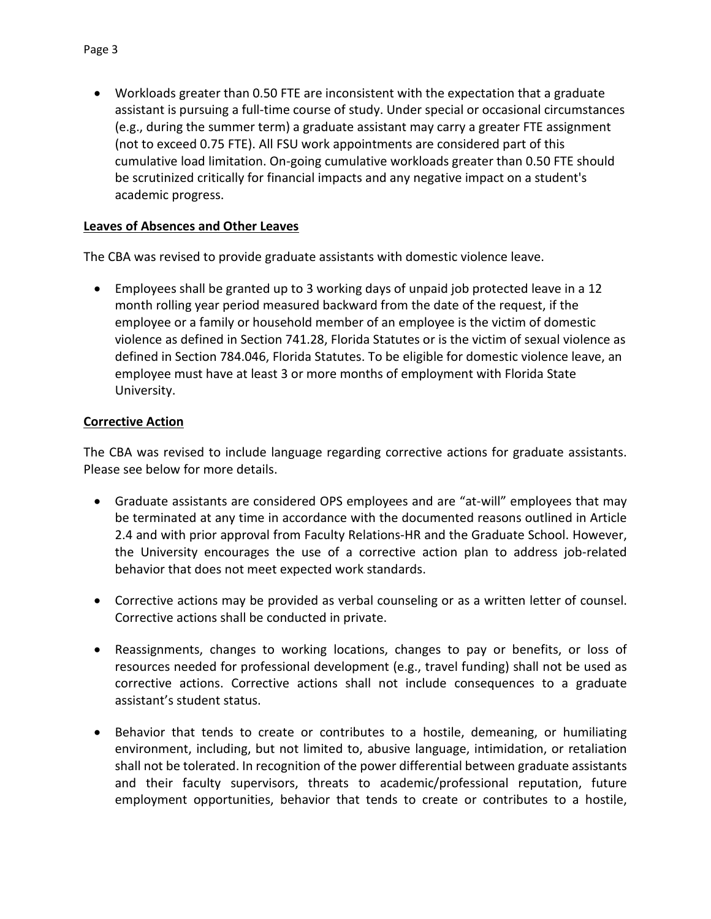- Workloads greater than 0.50 FTE are inconsistent with the expectation that a graduate assistant is pursuing a full-time course of study. Under special or occasional circumstances (e.g., during the summer term) a graduate assistant may carry a greater FTE assignment (not to exceed 0.75 FTE). All FSU work appointments are considered part of this cumulative load limitation. On-going cumulative workloads greater than 0.50 FTE should be scrutinized critically for financial impacts and any negative impact on a student's academic progress.

**Leaves of Absences and Other Leaves**

The CBA was revised to provide graduate assistants with domestic violence leave.

- Employees shall be granted up to 3 working days of unpaid job protected leave in a 12 month rolling year period measured backward from the date of the request, if the employee or a family or household member of an employee is the victim of domestic violence as defined in Section 741.28, Florida Statutes or is the victim of sexual violence as defined in Section 784.046, Florida Statutes. To be eligible for domestic violence leave, an employee must have at least 3 or more months of employment with Florida State University.

**Corrective Action**

The CBA was revised to include language regarding corrective actions for graduate assistants. Please see below for more details.

- Graduate assistants are considered OPS employees and are "at-will" employees that may be terminated at any time in accordance with the documented reasons outlined in Article 2.4 and with prior approval from Faculty Relations-HR and the Graduate School. However, the University encourages the use of a corrective action plan to address job-related behavior that does not meet expected work standards.

- Corrective actions may be provided as verbal counseling or as a written letter of counsel. Corrective actions shall be conducted in private.

- Reassignments, changes to working locations, changes to pay or benefits, or loss of resources needed for professional development (e.g., travel funding) shall not be used as corrective actions. Corrective actions shall not include consequences to a graduate assistant's student status.

- Behavior that tends to create or contributes to a hostile, demeaning, or humiliating environment, including, but not limited to, abusive language, intimidation, or retaliation shall not be tolerated. In recognition of the power differential between graduate assistants and their faculty supervisors, threats to academic/professional reputation, future employment opportunities, behavior that tends to create or contributes to a hostile,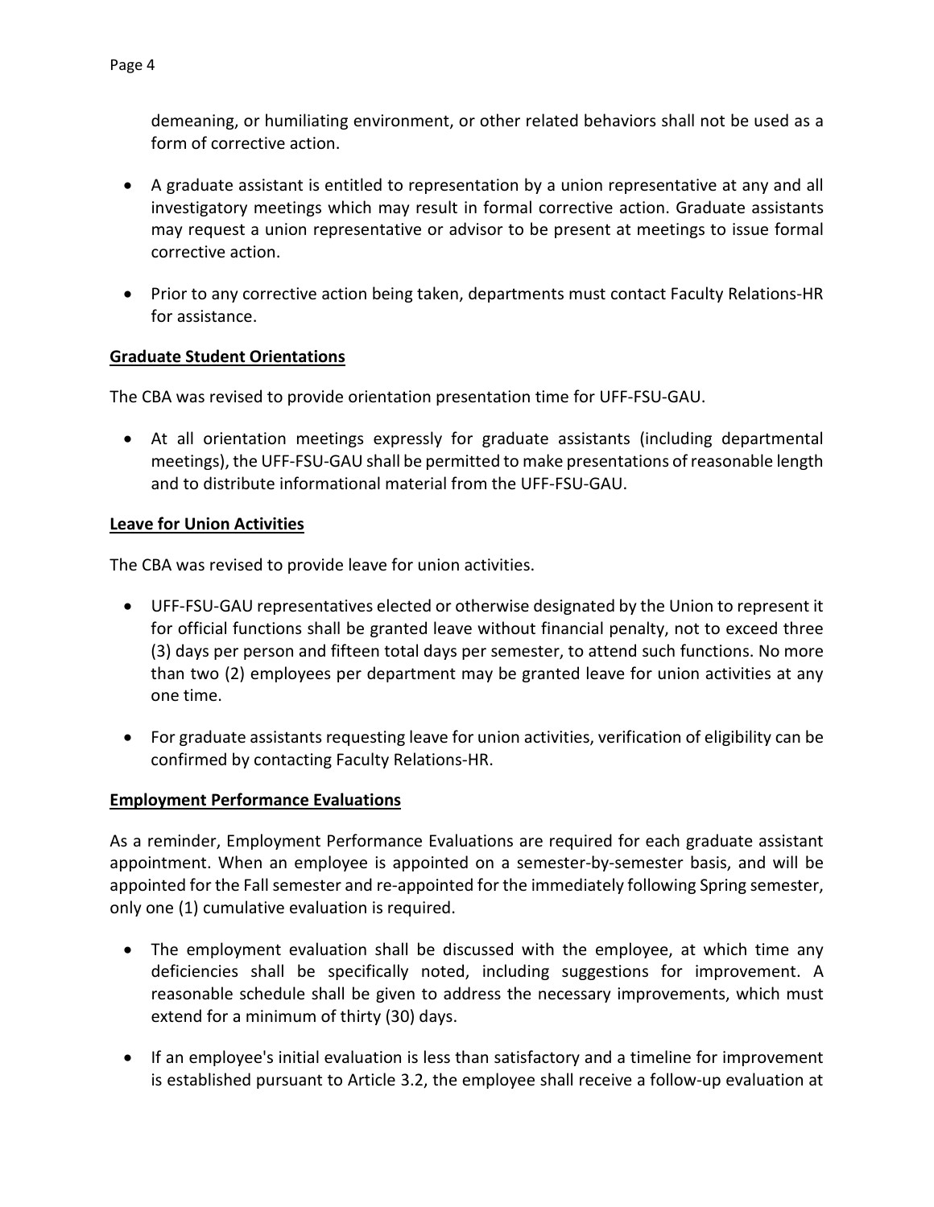demeaning, or humiliating environment, or other related behaviors shall not be used as a form of corrective action.

- A graduate assistant is entitled to representation by a union representative at any and all investigatory meetings which may result in formal corrective action. Graduate assistants may request a union representative or advisor to be present at meetings to issue formal corrective action.
- Prior to any corrective action being taken, departments must contact Faculty Relations-HR for assistance.

## Graduate Student Orientations

The CBA was revised to provide orientation presentation time for UFF-FSU-GAU.

- At all orientation meetings expressly for graduate assistants (including departmental meetings), the UFF-FSU-GAU shall be permitted to make presentations of reasonable length and to distribute informational material from the UFF-FSU-GAU.

## Leave for Union Activities

The CBA was revised to provide leave for union activities.

- UFF-FSU-GAU representatives elected or otherwise designated by the Union to represent it for official functions shall be granted leave without financial penalty, not to exceed three (3) days per person and fifteen total days per semester, to attend such functions. No more than two (2) employees per department may be granted leave for union activities at any one time.
- For graduate assistants requesting leave for union activities, verification of eligibility can be confirmed by contacting Faculty Relations-HR.

## Employment Performance Evaluations

As a reminder, Employment Performance Evaluations are required for each graduate assistant appointment. When an employee is appointed on a semester-by-semester basis, and will be appointed for the Fall semester and re-appointed for the immediately following Spring semester, only one (1) cumulative evaluation is required.

- The employment evaluation shall be discussed with the employee, at which time any deficiencies shall be specifically noted, including suggestions for improvement. A reasonable schedule shall be given to address the necessary improvements, which must extend for a minimum of thirty (30) days.
- If an employee's initial evaluation is less than satisfactory and a timeline for improvement is established pursuant to Article 3.2, the employee shall receive a follow-up evaluation at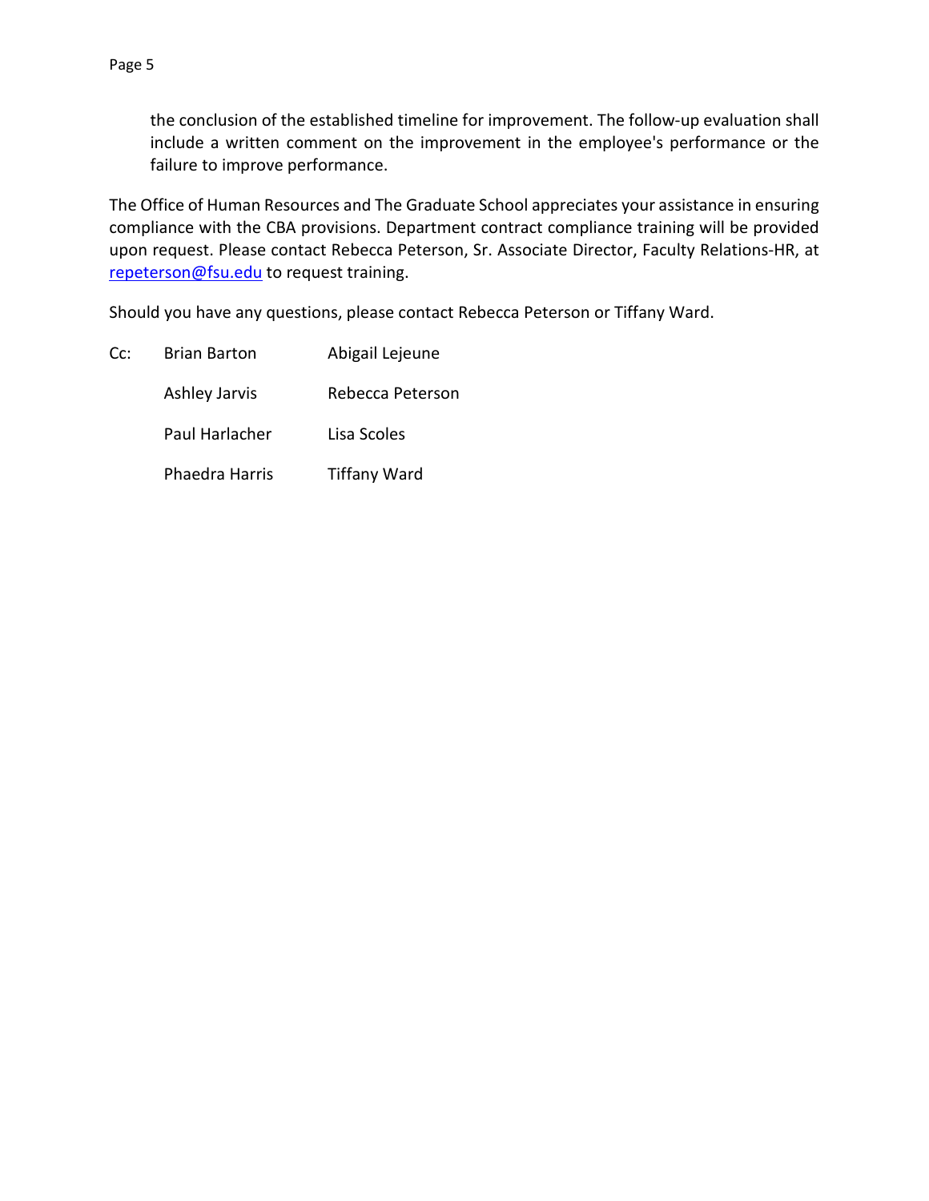the conclusion of the established timeline for improvement. The follow-up evaluation shall include a written comment on the improvement in the employee's performance or the failure to improve performance.

The Office of Human Resources and The Graduate School appreciates your assistance in ensuring compliance with the CBA provisions. Department contract compliance training will be provided upon request. Please contact Rebecca Peterson, Sr. Associate Director, Faculty Relations-HR, at [repeterson@fsu.edu](mailto:repeterson@fsu.edu) to request training.

Should you have any questions, please contact Rebecca Peterson or Tiffany Ward.

Cc:

| | |
|---|---|
| Brian Barton | Abigail Lejeune |
| Ashley Jarvis | Rebecca Peterson |
| Paul Harlacher | Lisa Scoles |
| Phaedra Harris | Tiffany Ward |